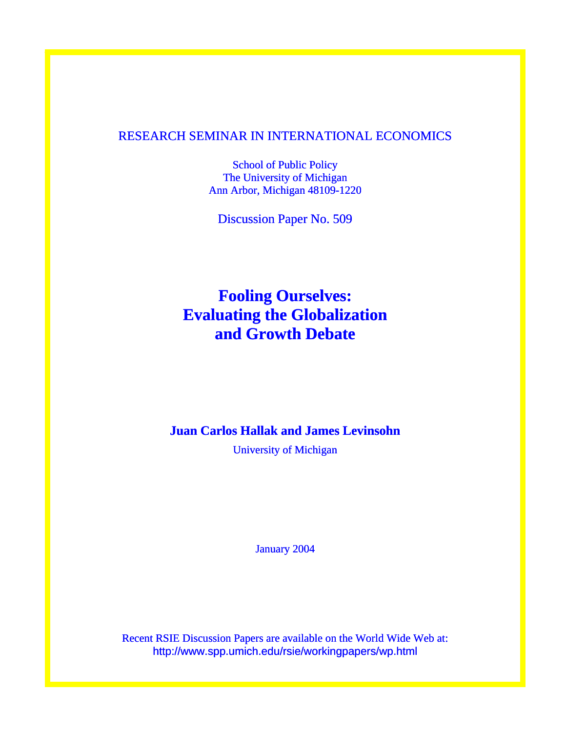RESEARCH SEMINAR IN INTERNATIONAL ECONOMICS

School of Public Policy
The University of Michigan
Ann Arbor, Michigan 48109-1220

Discussion Paper No. 509

# Fooling Ourselves: Evaluating the Globalization and Growth Debate

**Juan Carlos Hallak and James Levinsohn**

University of Michigan

January 2004

Recent RSIE Discussion Papers are available on the World Wide Web at:
http://www.spp.umich.edu/rsie/workingpapers/wp.html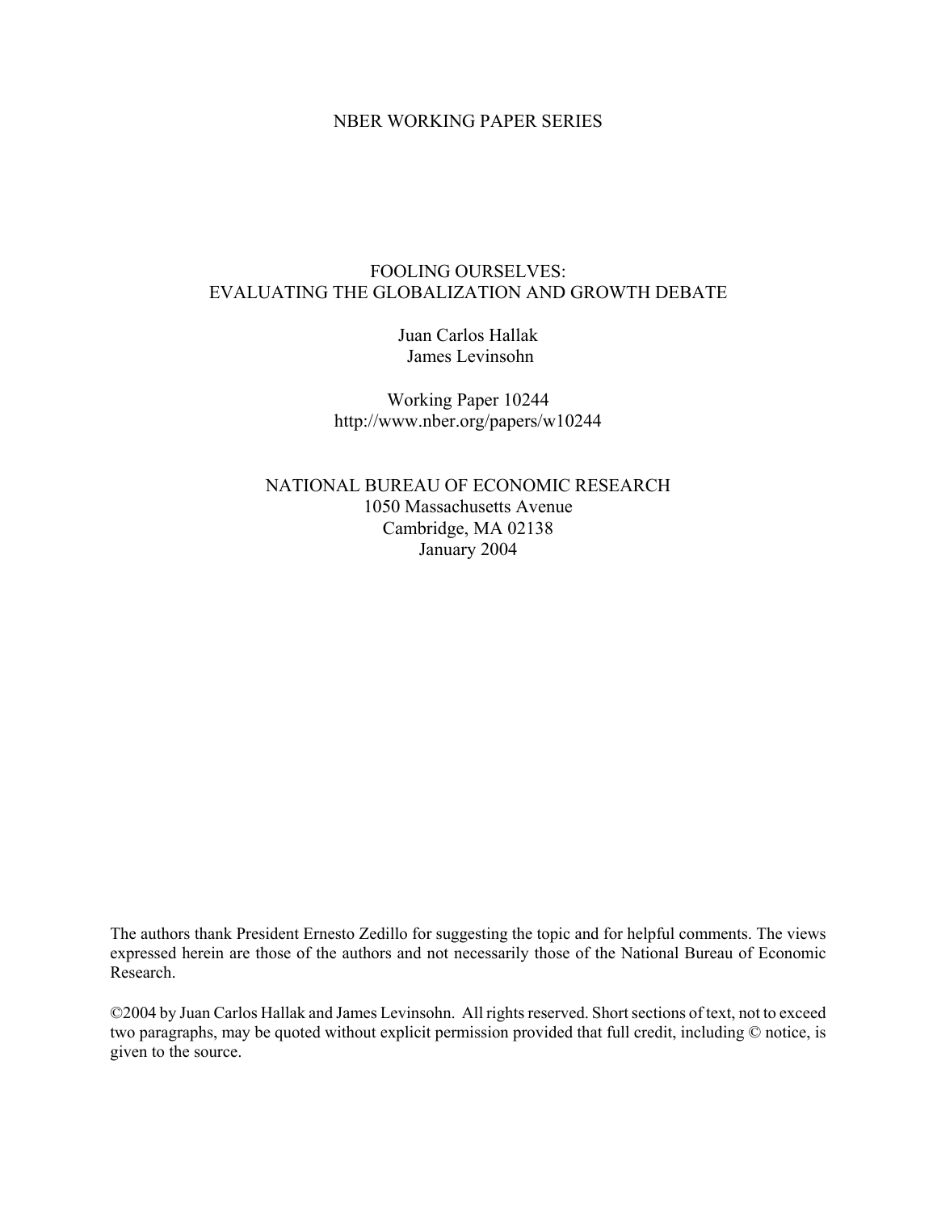NBER WORKING PAPER SERIES

# FOOLING OURSELVES: EVALUATING THE GLOBALIZATION AND GROWTH DEBATE

Juan Carlos Hallak
James Levinsohn

Working Paper 10244
http://www.nber.org/papers/w10244

NATIONAL BUREAU OF ECONOMIC RESEARCH
1050 Massachusetts Avenue
Cambridge, MA 02138
January 2004

The authors thank President Ernesto Zedillo for suggesting the topic and for helpful comments. The views expressed herein are those of the authors and not necessarily those of the National Bureau of Economic Research.

©2004 by Juan Carlos Hallak and James Levinsohn. All rights reserved. Short sections of text, not to exceed two paragraphs, may be quoted without explicit permission provided that full credit, including © notice, is given to the source.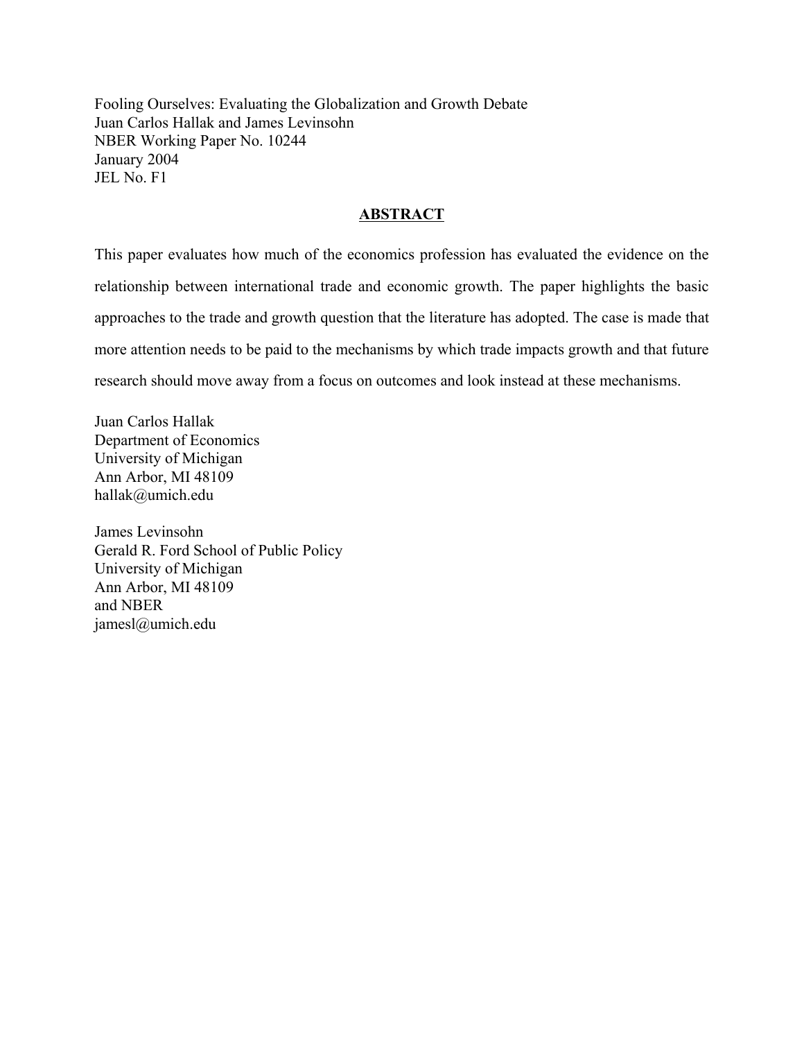Fooling Ourselves: Evaluating the Globalization and Growth Debate
Juan Carlos Hallak and James Levinsohn
NBER Working Paper No. 10244
January 2004
JEL No. F1

## ABSTRACT

This paper evaluates how much of the economics profession has evaluated the evidence on the relationship between international trade and economic growth. The paper highlights the basic approaches to the trade and growth question that the literature has adopted. The case is made that more attention needs to be paid to the mechanisms by which trade impacts growth and that future research should move away from a focus on outcomes and look instead at these mechanisms.

Juan Carlos Hallak
Department of Economics
University of Michigan
Ann Arbor, MI 48109
hallak@umich.edu

James Levinsohn
Gerald R. Ford School of Public Policy
University of Michigan
Ann Arbor, MI 48109
and NBER
jamesl@umich.edu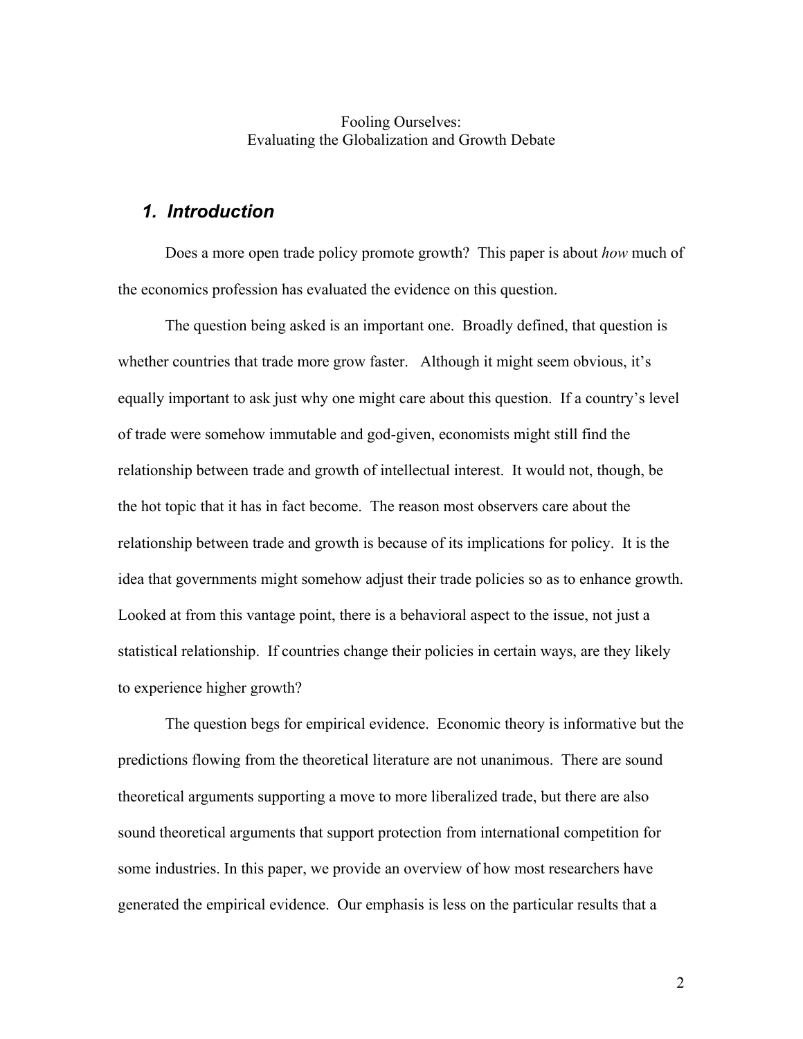Fooling Ourselves:
Evaluating the Globalization and Growth Debate

## *1. Introduction*

Does a more open trade policy promote growth? This paper is about *how* much of the economics profession has evaluated the evidence on this question.

The question being asked is an important one. Broadly defined, that question is whether countries that trade more grow faster. Although it might seem obvious, it's equally important to ask just why one might care about this question. If a country's level of trade were somehow immutable and god-given, economists might still find the relationship between trade and growth of intellectual interest. It would not, though, be the hot topic that it has in fact become. The reason most observers care about the relationship between trade and growth is because of its implications for policy. It is the idea that governments might somehow adjust their trade policies so as to enhance growth. Looked at from this vantage point, there is a behavioral aspect to the issue, not just a statistical relationship. If countries change their policies in certain ways, are they likely to experience higher growth?

The question begs for empirical evidence. Economic theory is informative but the predictions flowing from the theoretical literature are not unanimous. There are sound theoretical arguments supporting a move to more liberalized trade, but there are also sound theoretical arguments that support protection from international competition for some industries. In this paper, we provide an overview of how most researchers have generated the empirical evidence. Our emphasis is less on the particular results that a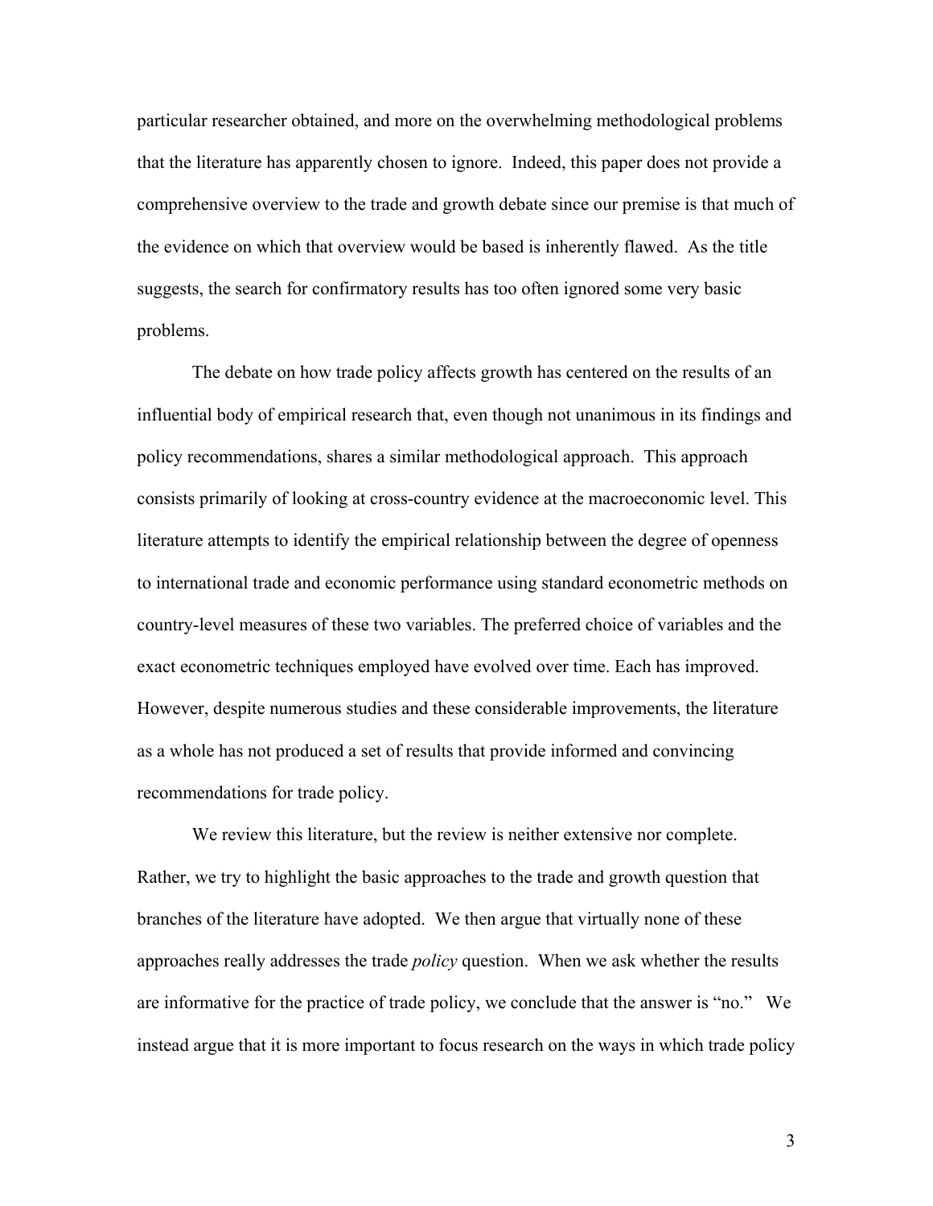particular researcher obtained, and more on the overwhelming methodological problems that the literature has apparently chosen to ignore. Indeed, this paper does not provide a comprehensive overview to the trade and growth debate since our premise is that much of the evidence on which that overview would be based is inherently flawed. As the title suggests, the search for confirmatory results has too often ignored some very basic problems.

The debate on how trade policy affects growth has centered on the results of an influential body of empirical research that, even though not unanimous in its findings and policy recommendations, shares a similar methodological approach. This approach consists primarily of looking at cross-country evidence at the macroeconomic level. This literature attempts to identify the empirical relationship between the degree of openness to international trade and economic performance using standard econometric methods on country-level measures of these two variables. The preferred choice of variables and the exact econometric techniques employed have evolved over time. Each has improved. However, despite numerous studies and these considerable improvements, the literature as a whole has not produced a set of results that provide informed and convincing recommendations for trade policy.

We review this literature, but the review is neither extensive nor complete. Rather, we try to highlight the basic approaches to the trade and growth question that branches of the literature have adopted. We then argue that virtually none of these approaches really addresses the trade *policy* question. When we ask whether the results are informative for the practice of trade policy, we conclude that the answer is "no." We instead argue that it is more important to focus research on the ways in which trade policy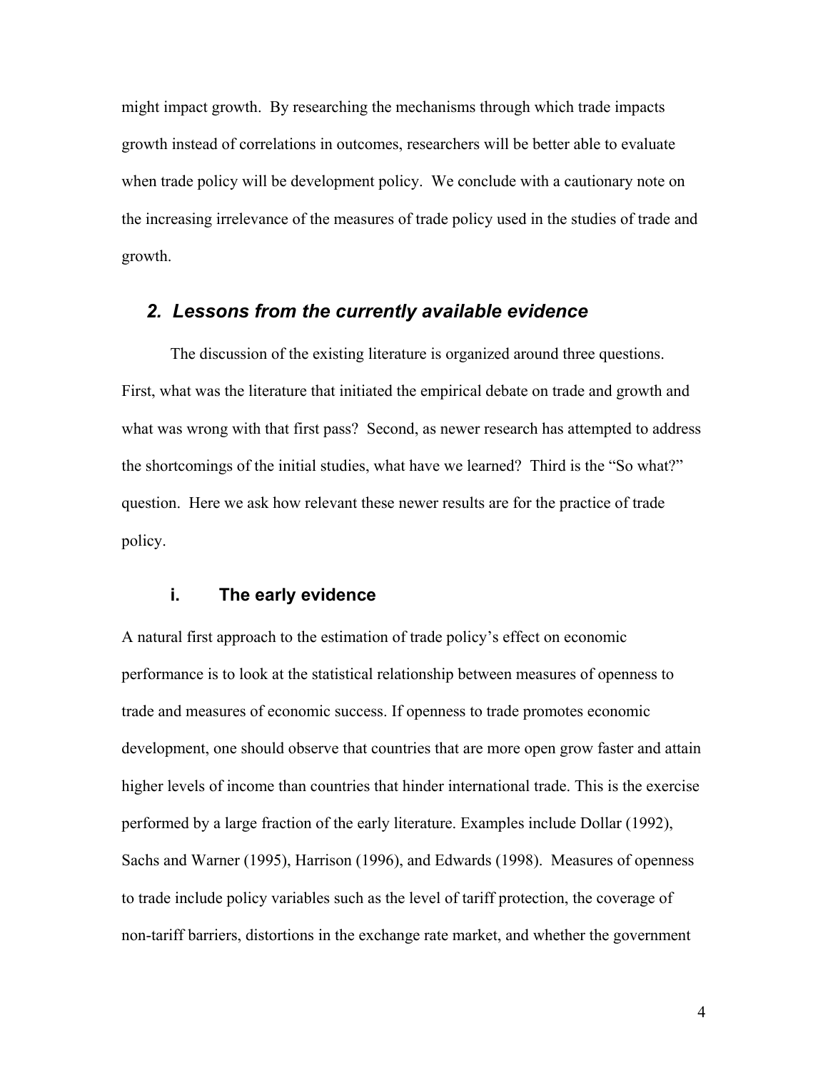might impact growth. By researching the mechanisms through which trade impacts growth instead of correlations in outcomes, researchers will be better able to evaluate when trade policy will be development policy. We conclude with a cautionary note on the increasing irrelevance of the measures of trade policy used in the studies of trade and growth.

## *2. Lessons from the currently available evidence*

The discussion of the existing literature is organized around three questions. First, what was the literature that initiated the empirical debate on trade and growth and what was wrong with that first pass? Second, as newer research has attempted to address the shortcomings of the initial studies, what have we learned? Third is the "So what?" question. Here we ask how relevant these newer results are for the practice of trade policy.

### i. The early evidence

A natural first approach to the estimation of trade policy's effect on economic performance is to look at the statistical relationship between measures of openness to trade and measures of economic success. If openness to trade promotes economic development, one should observe that countries that are more open grow faster and attain higher levels of income than countries that hinder international trade. This is the exercise performed by a large fraction of the early literature. Examples include Dollar (1992), Sachs and Warner (1995), Harrison (1996), and Edwards (1998). Measures of openness to trade include policy variables such as the level of tariff protection, the coverage of non-tariff barriers, distortions in the exchange rate market, and whether the government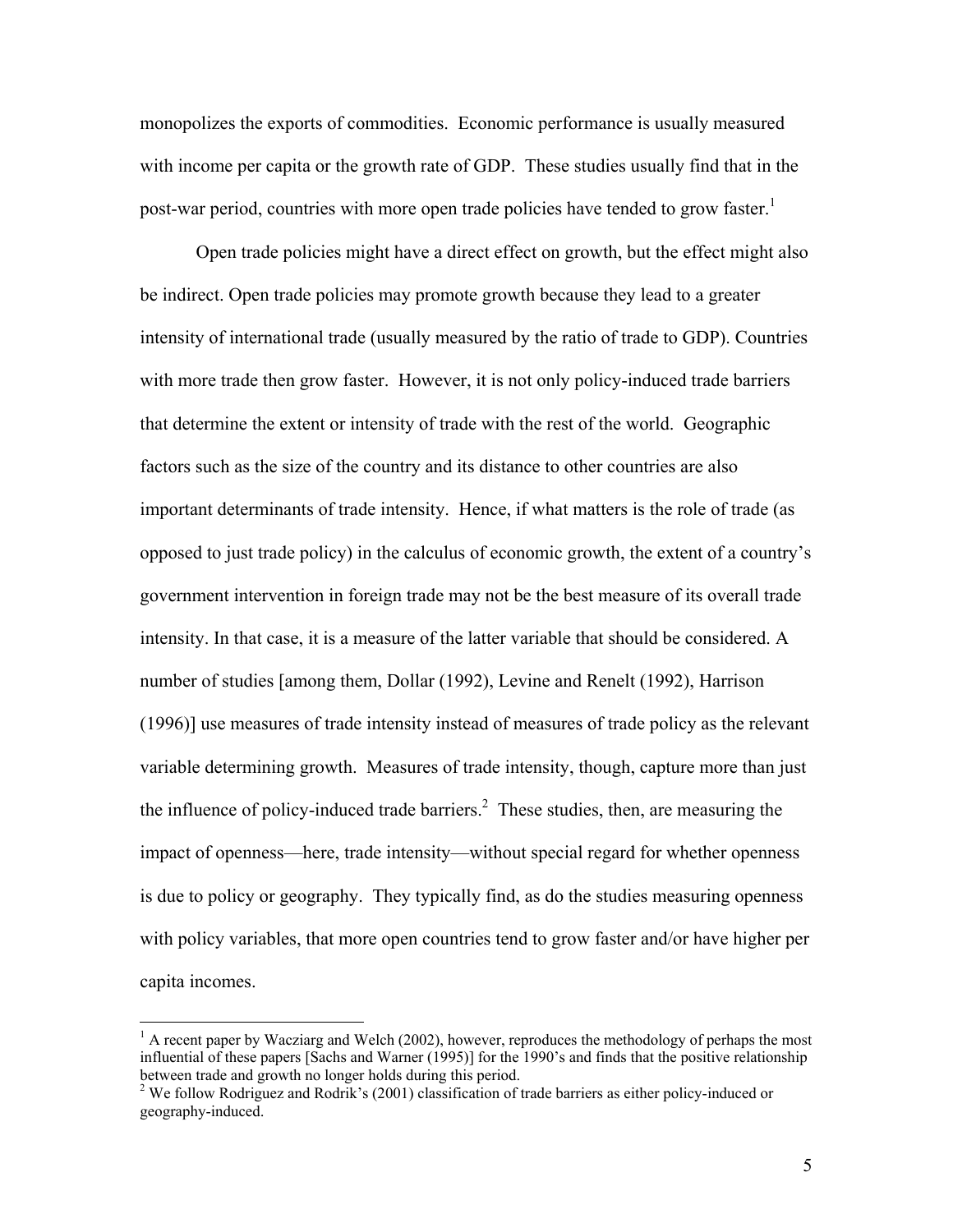monopolizes the exports of commodities. Economic performance is usually measured with income per capita or the growth rate of GDP. These studies usually find that in the post-war period, countries with more open trade policies have tended to grow faster.[1]

Open trade policies might have a direct effect on growth, but the effect might also be indirect. Open trade policies may promote growth because they lead to a greater intensity of international trade (usually measured by the ratio of trade to GDP). Countries with more trade then grow faster. However, it is not only policy-induced trade barriers that determine the extent or intensity of trade with the rest of the world. Geographic factors such as the size of the country and its distance to other countries are also important determinants of trade intensity. Hence, if what matters is the role of trade (as opposed to just trade policy) in the calculus of economic growth, the extent of a country's government intervention in foreign trade may not be the best measure of its overall trade intensity. In that case, it is a measure of the latter variable that should be considered. A number of studies [among them, Dollar (1992), Levine and Renelt (1992), Harrison (1996)] use measures of trade intensity instead of measures of trade policy as the relevant variable determining growth. Measures of trade intensity, though, capture more than just the influence of policy-induced trade barriers.[2] These studies, then, are measuring the impact of openness—here, trade intensity—without special regard for whether openness is due to policy or geography. They typically find, as do the studies measuring openness with policy variables, that more open countries tend to grow faster and/or have higher per capita incomes.

[1] A recent paper by Wacziarg and Welch (2002), however, reproduces the methodology of perhaps the most influential of these papers [Sachs and Warner (1995)] for the 1990's and finds that the positive relationship between trade and growth no longer holds during this period.

[2] We follow Rodriguez and Rodrik's (2001) classification of trade barriers as either policy-induced or geography-induced.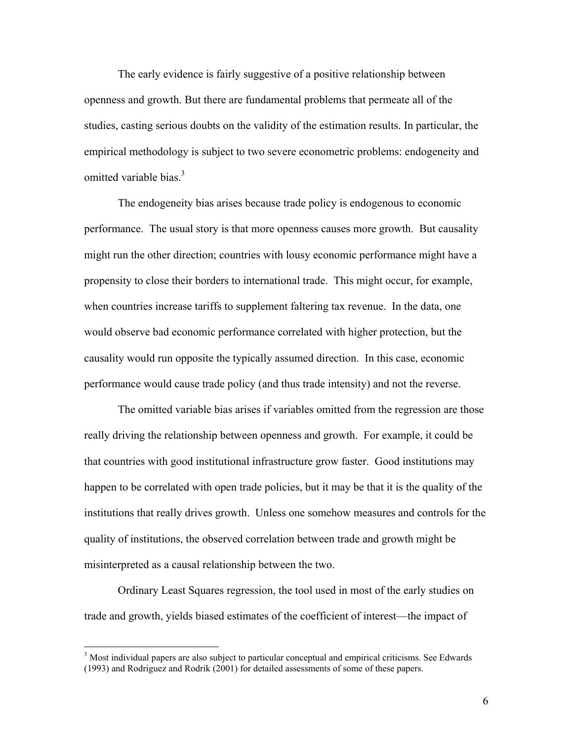The early evidence is fairly suggestive of a positive relationship between openness and growth. But there are fundamental problems that permeate all of the studies, casting serious doubts on the validity of the estimation results. In particular, the empirical methodology is subject to two severe econometric problems: endogeneity and omitted variable bias.[3]

The endogeneity bias arises because trade policy is endogenous to economic performance. The usual story is that more openness causes more growth. But causality might run the other direction; countries with lousy economic performance might have a propensity to close their borders to international trade. This might occur, for example, when countries increase tariffs to supplement faltering tax revenue. In the data, one would observe bad economic performance correlated with higher protection, but the causality would run opposite the typically assumed direction. In this case, economic performance would cause trade policy (and thus trade intensity) and not the reverse.

The omitted variable bias arises if variables omitted from the regression are those really driving the relationship between openness and growth. For example, it could be that countries with good institutional infrastructure grow faster. Good institutions may happen to be correlated with open trade policies, but it may be that it is the quality of the institutions that really drives growth. Unless one somehow measures and controls for the quality of institutions, the observed correlation between trade and growth might be misinterpreted as a causal relationship between the two.

Ordinary Least Squares regression, the tool used in most of the early studies on trade and growth, yields biased estimates of the coefficient of interest—the impact of

---

[3] Most individual papers are also subject to particular conceptual and empirical criticisms. See Edwards (1993) and Rodriguez and Rodrik (2001) for detailed assessments of some of these papers.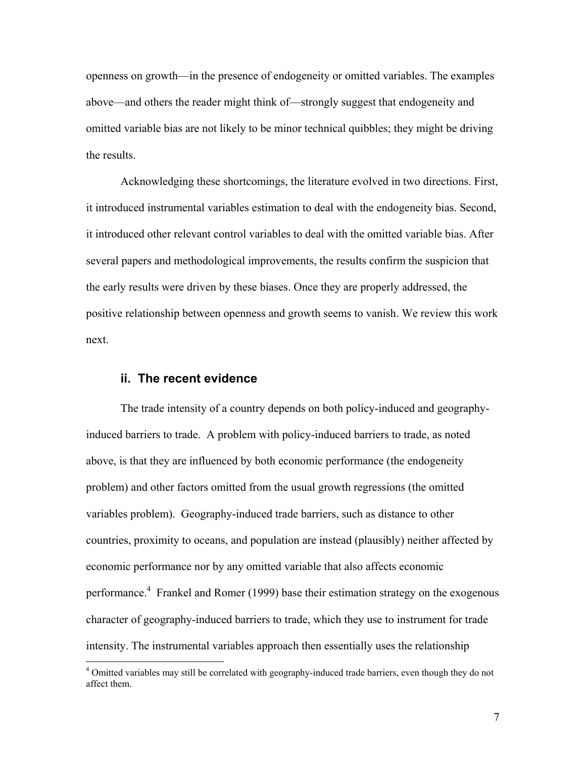openness on growth—in the presence of endogeneity or omitted variables. The examples above—and others the reader might think of—strongly suggest that endogeneity and omitted variable bias are not likely to be minor technical quibbles; they might be driving the results.

Acknowledging these shortcomings, the literature evolved in two directions. First, it introduced instrumental variables estimation to deal with the endogeneity bias. Second, it introduced other relevant control variables to deal with the omitted variable bias. After several papers and methodological improvements, the results confirm the suspicion that the early results were driven by these biases. Once they are properly addressed, the positive relationship between openness and growth seems to vanish. We review this work next.

### ii. The recent evidence

The trade intensity of a country depends on both policy-induced and geography-induced barriers to trade. A problem with policy-induced barriers to trade, as noted above, is that they are influenced by both economic performance (the endogeneity problem) and other factors omitted from the usual growth regressions (the omitted variables problem). Geography-induced trade barriers, such as distance to other countries, proximity to oceans, and population are instead (plausibly) neither affected by economic performance nor by any omitted variable that also affects economic performance.[4] Frankel and Romer (1999) base their estimation strategy on the exogenous character of geography-induced barriers to trade, which they use to instrument for trade intensity. The instrumental variables approach then essentially uses the relationship

[4] Omitted variables may still be correlated with geography-induced trade barriers, even though they do not affect them.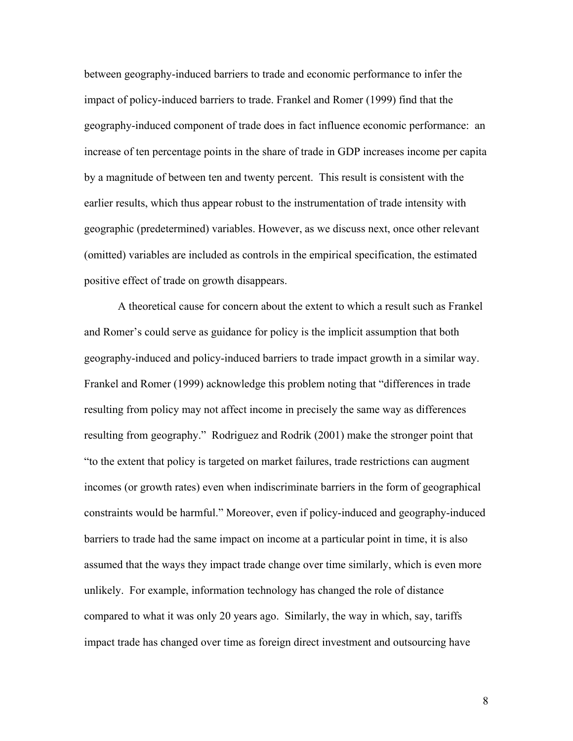between geography-induced barriers to trade and economic performance to infer the impact of policy-induced barriers to trade. Frankel and Romer (1999) find that the geography-induced component of trade does in fact influence economic performance: an increase of ten percentage points in the share of trade in GDP increases income per capita by a magnitude of between ten and twenty percent. This result is consistent with the earlier results, which thus appear robust to the instrumentation of trade intensity with geographic (predetermined) variables. However, as we discuss next, once other relevant (omitted) variables are included as controls in the empirical specification, the estimated positive effect of trade on growth disappears.

A theoretical cause for concern about the extent to which a result such as Frankel and Romer's could serve as guidance for policy is the implicit assumption that both geography-induced and policy-induced barriers to trade impact growth in a similar way. Frankel and Romer (1999) acknowledge this problem noting that "differences in trade resulting from policy may not affect income in precisely the same way as differences resulting from geography." Rodriguez and Rodrik (2001) make the stronger point that "to the extent that policy is targeted on market failures, trade restrictions can augment incomes (or growth rates) even when indiscriminate barriers in the form of geographical constraints would be harmful." Moreover, even if policy-induced and geography-induced barriers to trade had the same impact on income at a particular point in time, it is also assumed that the ways they impact trade change over time similarly, which is even more unlikely. For example, information technology has changed the role of distance compared to what it was only 20 years ago. Similarly, the way in which, say, tariffs impact trade has changed over time as foreign direct investment and outsourcing have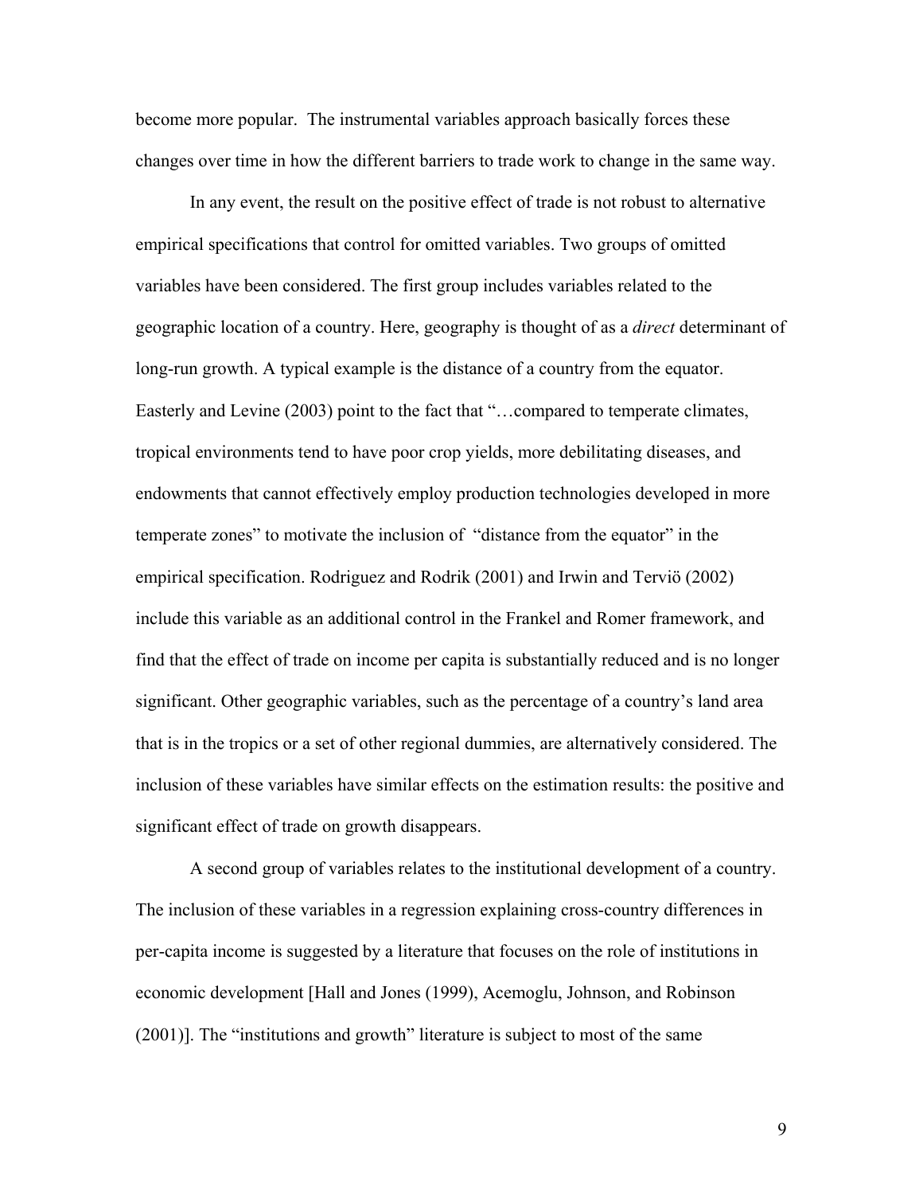become more popular. The instrumental variables approach basically forces these changes over time in how the different barriers to trade work to change in the same way.

In any event, the result on the positive effect of trade is not robust to alternative empirical specifications that control for omitted variables. Two groups of omitted variables have been considered. The first group includes variables related to the geographic location of a country. Here, geography is thought of as a *direct* determinant of long-run growth. A typical example is the distance of a country from the equator. Easterly and Levine (2003) point to the fact that "…compared to temperate climates, tropical environments tend to have poor crop yields, more debilitating diseases, and endowments that cannot effectively employ production technologies developed in more temperate zones" to motivate the inclusion of "distance from the equator" in the empirical specification. Rodriguez and Rodrik (2001) and Irwin and Terviö (2002) include this variable as an additional control in the Frankel and Romer framework, and find that the effect of trade on income per capita is substantially reduced and is no longer significant. Other geographic variables, such as the percentage of a country's land area that is in the tropics or a set of other regional dummies, are alternatively considered. The inclusion of these variables have similar effects on the estimation results: the positive and significant effect of trade on growth disappears.

A second group of variables relates to the institutional development of a country. The inclusion of these variables in a regression explaining cross-country differences in per-capita income is suggested by a literature that focuses on the role of institutions in economic development [Hall and Jones (1999), Acemoglu, Johnson, and Robinson (2001)]. The "institutions and growth" literature is subject to most of the same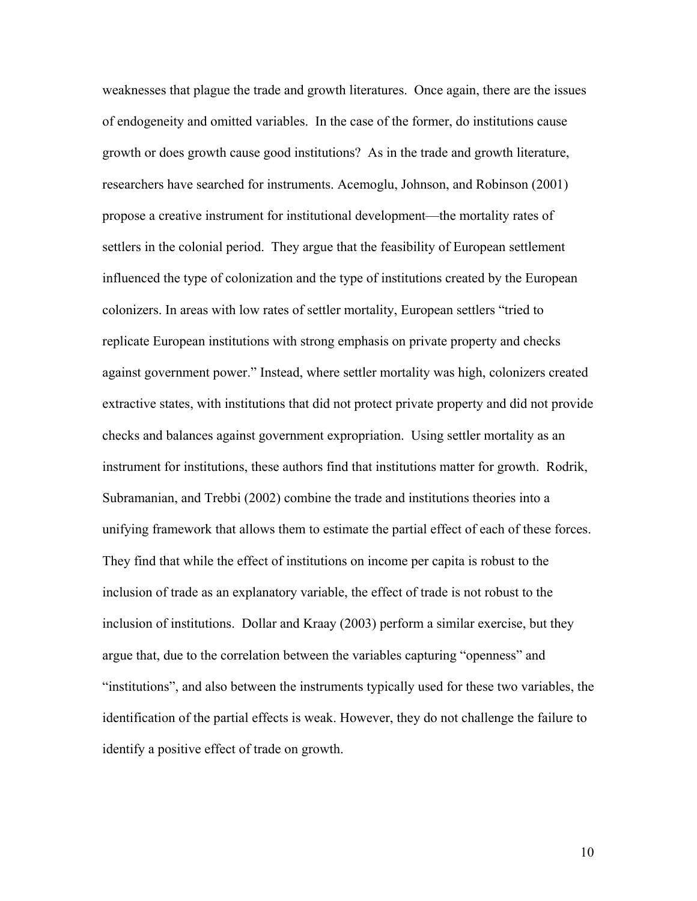weaknesses that plague the trade and growth literatures. Once again, there are the issues of endogeneity and omitted variables. In the case of the former, do institutions cause growth or does growth cause good institutions? As in the trade and growth literature, researchers have searched for instruments. Acemoglu, Johnson, and Robinson (2001) propose a creative instrument for institutional development—the mortality rates of settlers in the colonial period. They argue that the feasibility of European settlement influenced the type of colonization and the type of institutions created by the European colonizers. In areas with low rates of settler mortality, European settlers "tried to replicate European institutions with strong emphasis on private property and checks against government power." Instead, where settler mortality was high, colonizers created extractive states, with institutions that did not protect private property and did not provide checks and balances against government expropriation. Using settler mortality as an instrument for institutions, these authors find that institutions matter for growth. Rodrik, Subramanian, and Trebbi (2002) combine the trade and institutions theories into a unifying framework that allows them to estimate the partial effect of each of these forces. They find that while the effect of institutions on income per capita is robust to the inclusion of trade as an explanatory variable, the effect of trade is not robust to the inclusion of institutions. Dollar and Kraay (2003) perform a similar exercise, but they argue that, due to the correlation between the variables capturing "openness" and "institutions", and also between the instruments typically used for these two variables, the identification of the partial effects is weak. However, they do not challenge the failure to identify a positive effect of trade on growth.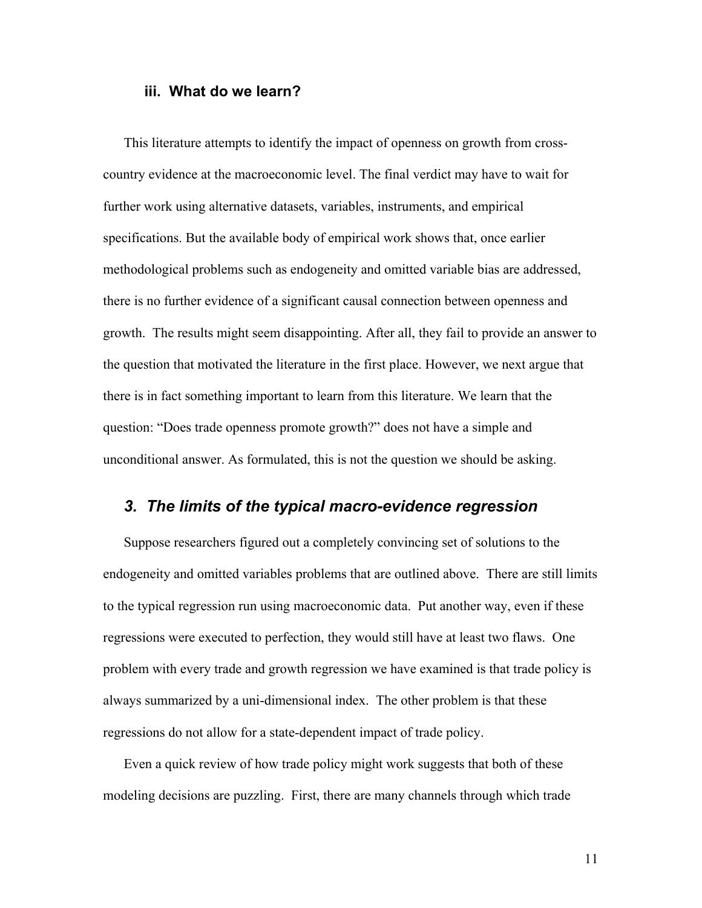### iii. What do we learn?

This literature attempts to identify the impact of openness on growth from cross-country evidence at the macroeconomic level. The final verdict may have to wait for further work using alternative datasets, variables, instruments, and empirical specifications. But the available body of empirical work shows that, once earlier methodological problems such as endogeneity and omitted variable bias are addressed, there is no further evidence of a significant causal connection between openness and growth. The results might seem disappointing. After all, they fail to provide an answer to the question that motivated the literature in the first place. However, we next argue that there is in fact something important to learn from this literature. We learn that the question: "Does trade openness promote growth?" does not have a simple and unconditional answer. As formulated, this is not the question we should be asking.

## *3. The limits of the typical macro-evidence regression*

Suppose researchers figured out a completely convincing set of solutions to the endogeneity and omitted variables problems that are outlined above. There are still limits to the typical regression run using macroeconomic data. Put another way, even if these regressions were executed to perfection, they would still have at least two flaws. One problem with every trade and growth regression we have examined is that trade policy is always summarized by a uni-dimensional index. The other problem is that these regressions do not allow for a state-dependent impact of trade policy.

Even a quick review of how trade policy might work suggests that both of these modeling decisions are puzzling. First, there are many channels through which trade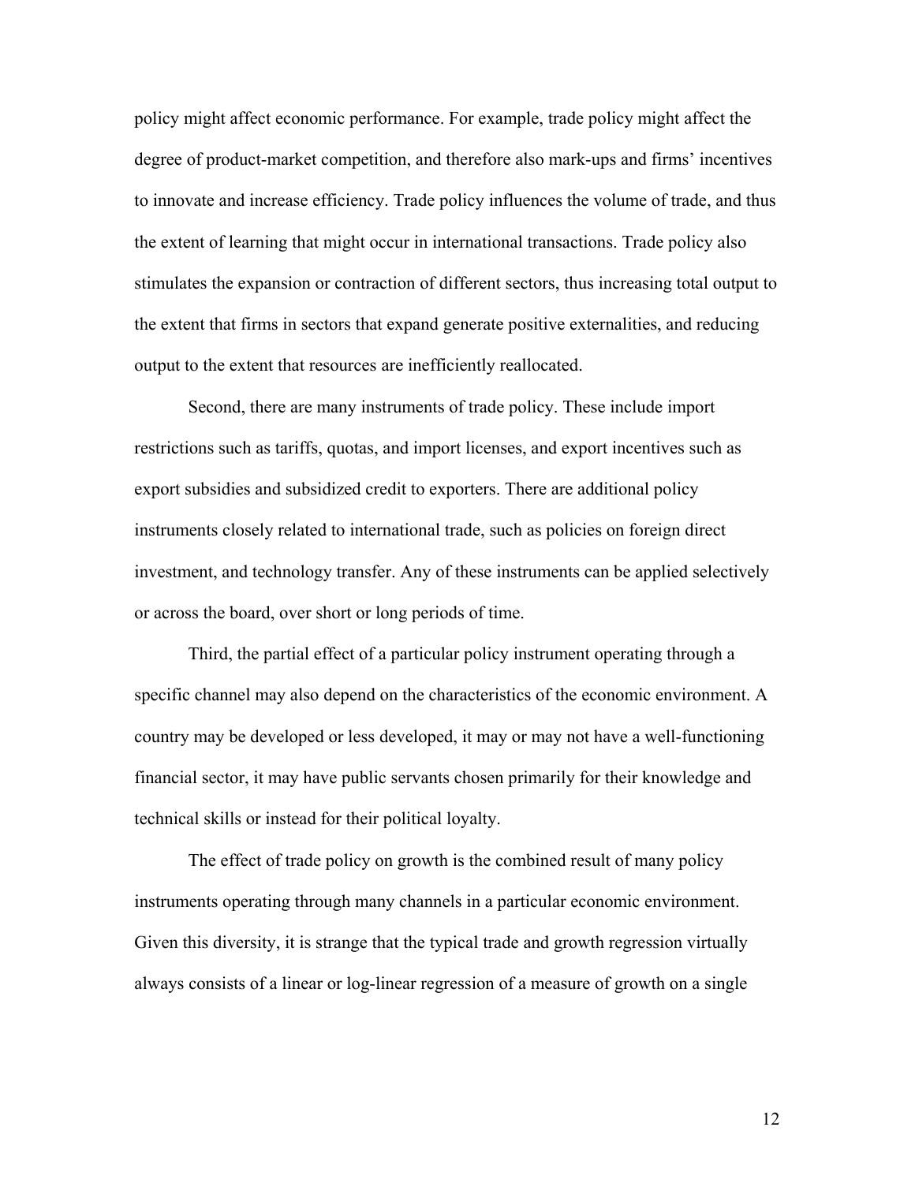policy might affect economic performance. For example, trade policy might affect the degree of product-market competition, and therefore also mark-ups and firms' incentives to innovate and increase efficiency. Trade policy influences the volume of trade, and thus the extent of learning that might occur in international transactions. Trade policy also stimulates the expansion or contraction of different sectors, thus increasing total output to the extent that firms in sectors that expand generate positive externalities, and reducing output to the extent that resources are inefficiently reallocated.

Second, there are many instruments of trade policy. These include import restrictions such as tariffs, quotas, and import licenses, and export incentives such as export subsidies and subsidized credit to exporters. There are additional policy instruments closely related to international trade, such as policies on foreign direct investment, and technology transfer. Any of these instruments can be applied selectively or across the board, over short or long periods of time.

Third, the partial effect of a particular policy instrument operating through a specific channel may also depend on the characteristics of the economic environment. A country may be developed or less developed, it may or may not have a well-functioning financial sector, it may have public servants chosen primarily for their knowledge and technical skills or instead for their political loyalty.

The effect of trade policy on growth is the combined result of many policy instruments operating through many channels in a particular economic environment. Given this diversity, it is strange that the typical trade and growth regression virtually always consists of a linear or log-linear regression of a measure of growth on a single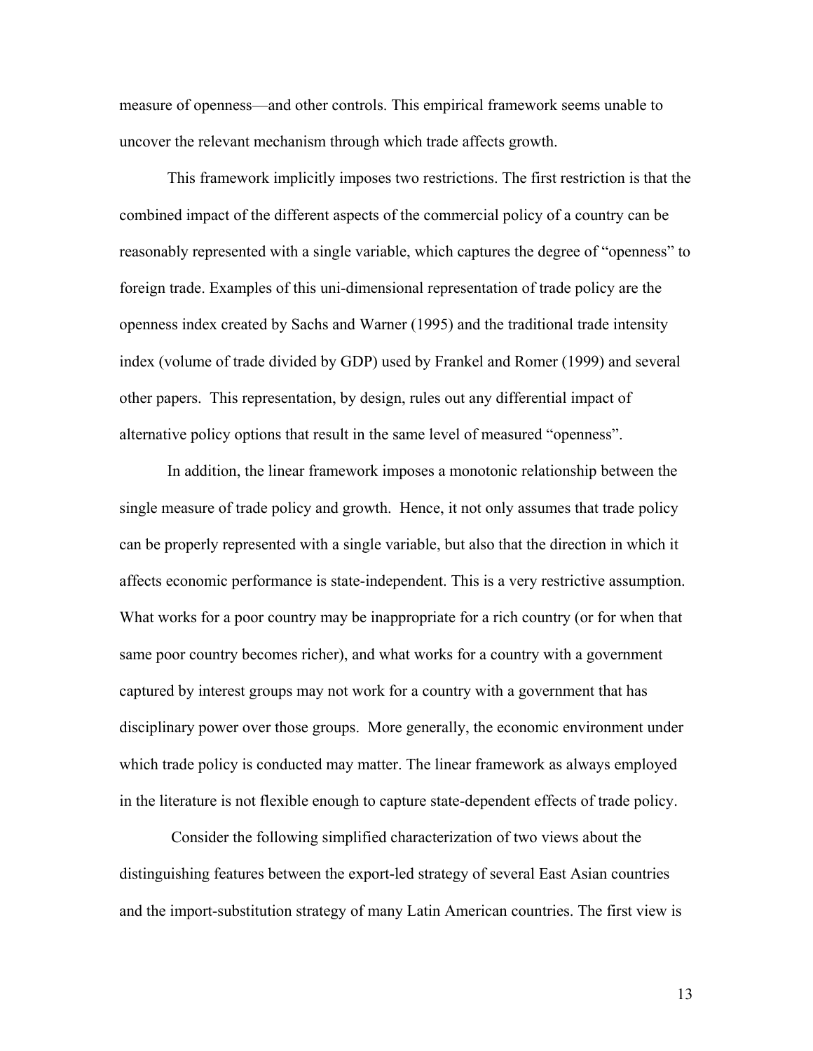measure of openness—and other controls. This empirical framework seems unable to uncover the relevant mechanism through which trade affects growth.

This framework implicitly imposes two restrictions. The first restriction is that the combined impact of the different aspects of the commercial policy of a country can be reasonably represented with a single variable, which captures the degree of "openness" to foreign trade. Examples of this uni-dimensional representation of trade policy are the openness index created by Sachs and Warner (1995) and the traditional trade intensity index (volume of trade divided by GDP) used by Frankel and Romer (1999) and several other papers. This representation, by design, rules out any differential impact of alternative policy options that result in the same level of measured "openness".

In addition, the linear framework imposes a monotonic relationship between the single measure of trade policy and growth. Hence, it not only assumes that trade policy can be properly represented with a single variable, but also that the direction in which it affects economic performance is state-independent. This is a very restrictive assumption. What works for a poor country may be inappropriate for a rich country (or for when that same poor country becomes richer), and what works for a country with a government captured by interest groups may not work for a country with a government that has disciplinary power over those groups. More generally, the economic environment under which trade policy is conducted may matter. The linear framework as always employed in the literature is not flexible enough to capture state-dependent effects of trade policy.

Consider the following simplified characterization of two views about the distinguishing features between the export-led strategy of several East Asian countries and the import-substitution strategy of many Latin American countries. The first view is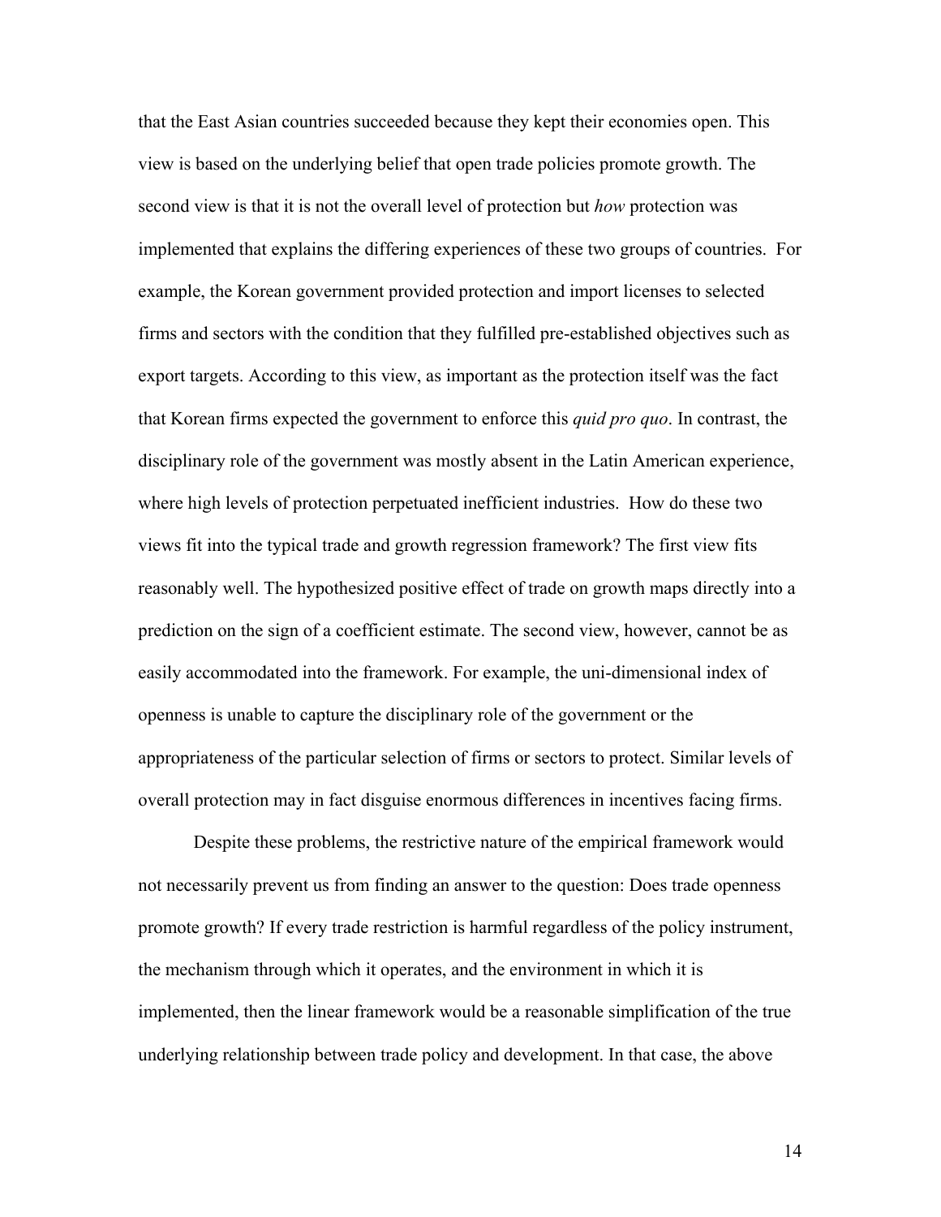that the East Asian countries succeeded because they kept their economies open. This view is based on the underlying belief that open trade policies promote growth. The second view is that it is not the overall level of protection but *how* protection was implemented that explains the differing experiences of these two groups of countries. For example, the Korean government provided protection and import licenses to selected firms and sectors with the condition that they fulfilled pre-established objectives such as export targets. According to this view, as important as the protection itself was the fact that Korean firms expected the government to enforce this *quid pro quo*. In contrast, the disciplinary role of the government was mostly absent in the Latin American experience, where high levels of protection perpetuated inefficient industries. How do these two views fit into the typical trade and growth regression framework? The first view fits reasonably well. The hypothesized positive effect of trade on growth maps directly into a prediction on the sign of a coefficient estimate. The second view, however, cannot be as easily accommodated into the framework. For example, the uni-dimensional index of openness is unable to capture the disciplinary role of the government or the appropriateness of the particular selection of firms or sectors to protect. Similar levels of overall protection may in fact disguise enormous differences in incentives facing firms.

Despite these problems, the restrictive nature of the empirical framework would not necessarily prevent us from finding an answer to the question: Does trade openness promote growth? If every trade restriction is harmful regardless of the policy instrument, the mechanism through which it operates, and the environment in which it is implemented, then the linear framework would be a reasonable simplification of the true underlying relationship between trade policy and development. In that case, the above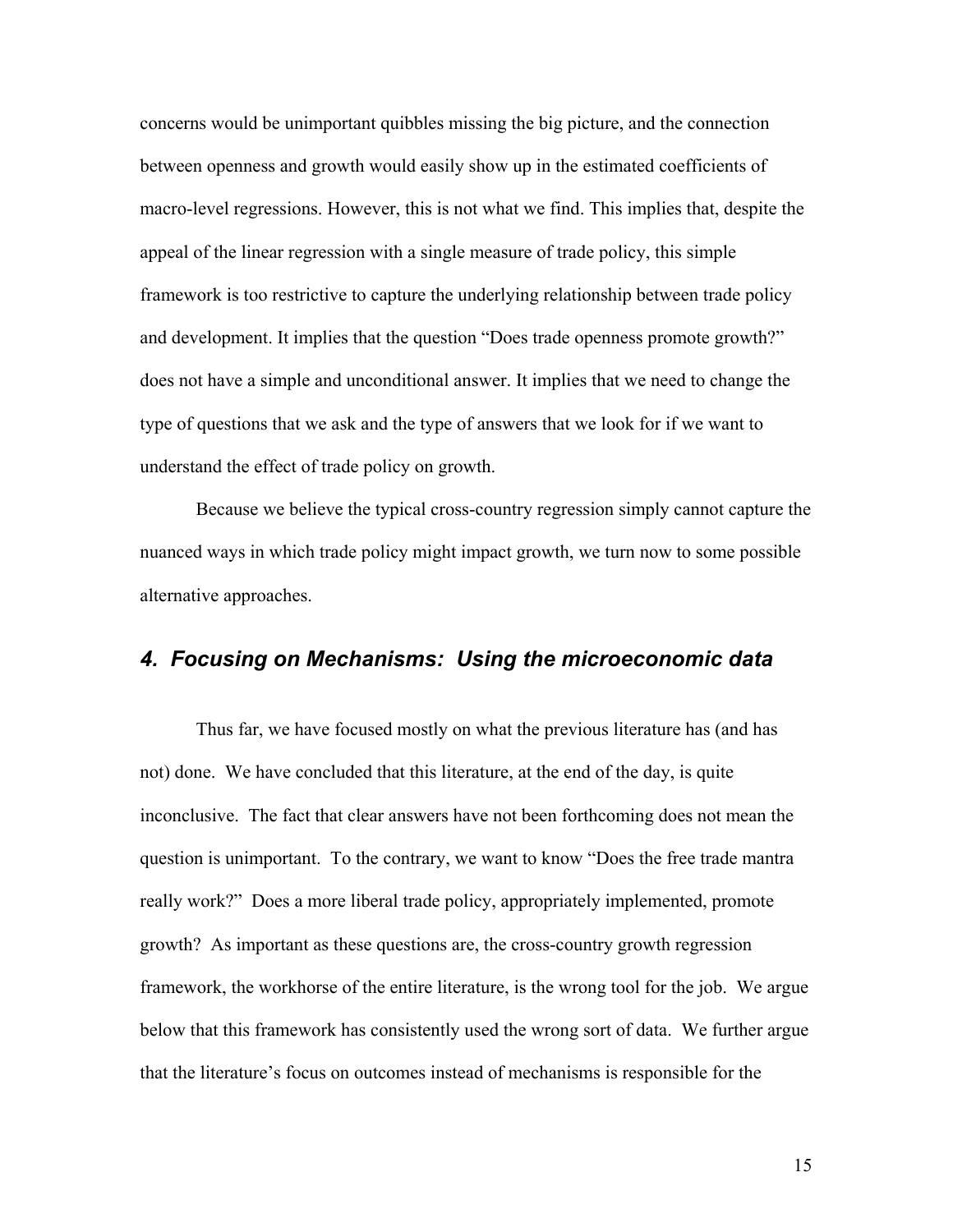concerns would be unimportant quibbles missing the big picture, and the connection between openness and growth would easily show up in the estimated coefficients of macro-level regressions. However, this is not what we find. This implies that, despite the appeal of the linear regression with a single measure of trade policy, this simple framework is too restrictive to capture the underlying relationship between trade policy and development. It implies that the question "Does trade openness promote growth?" does not have a simple and unconditional answer. It implies that we need to change the type of questions that we ask and the type of answers that we look for if we want to understand the effect of trade policy on growth.

Because we believe the typical cross-country regression simply cannot capture the nuanced ways in which trade policy might impact growth, we turn now to some possible alternative approaches.

## *4. Focusing on Mechanisms: Using the microeconomic data*

Thus far, we have focused mostly on what the previous literature has (and has not) done. We have concluded that this literature, at the end of the day, is quite inconclusive. The fact that clear answers have not been forthcoming does not mean the question is unimportant. To the contrary, we want to know "Does the free trade mantra really work?" Does a more liberal trade policy, appropriately implemented, promote growth? As important as these questions are, the cross-country growth regression framework, the workhorse of the entire literature, is the wrong tool for the job. We argue below that this framework has consistently used the wrong sort of data. We further argue that the literature's focus on outcomes instead of mechanisms is responsible for the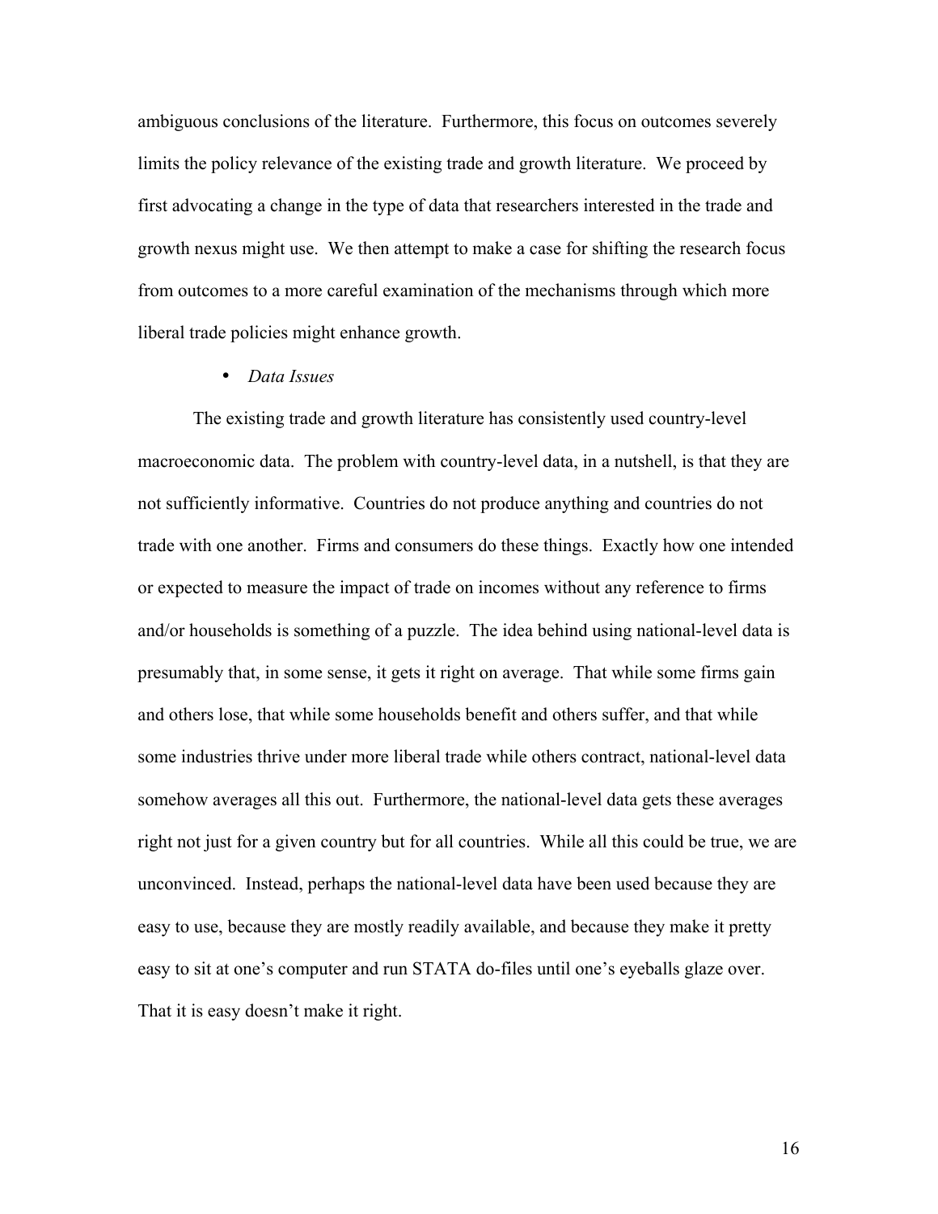ambiguous conclusions of the literature. Furthermore, this focus on outcomes severely limits the policy relevance of the existing trade and growth literature. We proceed by first advocating a change in the type of data that researchers interested in the trade and growth nexus might use. We then attempt to make a case for shifting the research focus from outcomes to a more careful examination of the mechanisms through which more liberal trade policies might enhance growth.

- *Data Issues*

The existing trade and growth literature has consistently used country-level macroeconomic data. The problem with country-level data, in a nutshell, is that they are not sufficiently informative. Countries do not produce anything and countries do not trade with one another. Firms and consumers do these things. Exactly how one intended or expected to measure the impact of trade on incomes without any reference to firms and/or households is something of a puzzle. The idea behind using national-level data is presumably that, in some sense, it gets it right on average. That while some firms gain and others lose, that while some households benefit and others suffer, and that while some industries thrive under more liberal trade while others contract, national-level data somehow averages all this out. Furthermore, the national-level data gets these averages right not just for a given country but for all countries. While all this could be true, we are unconvinced. Instead, perhaps the national-level data have been used because they are easy to use, because they are mostly readily available, and because they make it pretty easy to sit at one's computer and run STATA do-files until one's eyeballs glaze over. That it is easy doesn't make it right.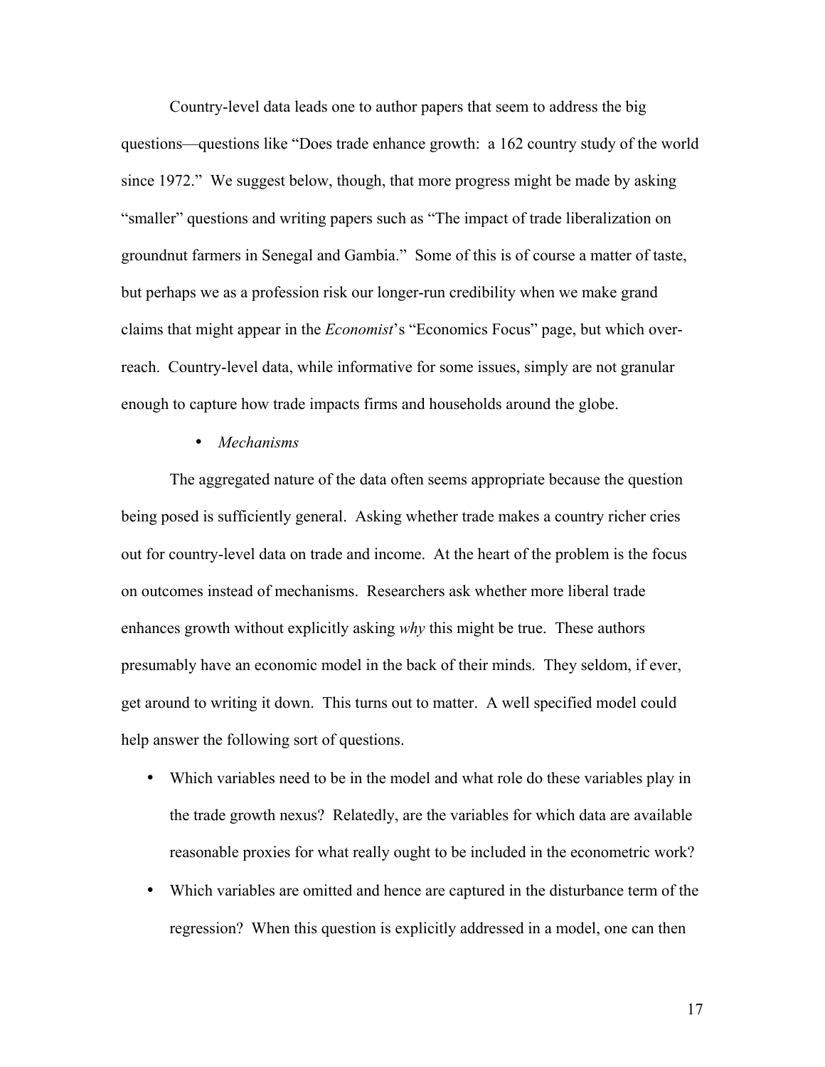Country-level data leads one to author papers that seem to address the big questions—questions like "Does trade enhance growth: a 162 country study of the world since 1972." We suggest below, though, that more progress might be made by asking "smaller" questions and writing papers such as "The impact of trade liberalization on groundnut farmers in Senegal and Gambia." Some of this is of course a matter of taste, but perhaps we as a profession risk our longer-run credibility when we make grand claims that might appear in the *Economist*'s "Economics Focus" page, but which over-reach. Country-level data, while informative for some issues, simply are not granular enough to capture how trade impacts firms and households around the globe.

- *Mechanisms*

The aggregated nature of the data often seems appropriate because the question being posed is sufficiently general. Asking whether trade makes a country richer cries out for country-level data on trade and income. At the heart of the problem is the focus on outcomes instead of mechanisms. Researchers ask whether more liberal trade enhances growth without explicitly asking *why* this might be true. These authors presumably have an economic model in the back of their minds. They seldom, if ever, get around to writing it down. This turns out to matter. A well specified model could help answer the following sort of questions.

- Which variables need to be in the model and what role do these variables play in the trade growth nexus? Relatedly, are the variables for which data are available reasonable proxies for what really ought to be included in the econometric work?
- Which variables are omitted and hence are captured in the disturbance term of the regression? When this question is explicitly addressed in a model, one can then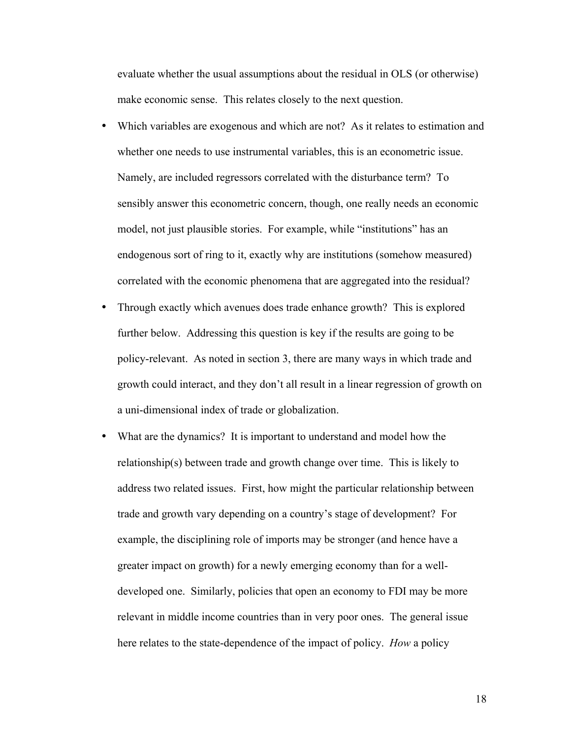evaluate whether the usual assumptions about the residual in OLS (or otherwise) make economic sense. This relates closely to the next question.

- Which variables are exogenous and which are not? As it relates to estimation and whether one needs to use instrumental variables, this is an econometric issue. Namely, are included regressors correlated with the disturbance term? To sensibly answer this econometric concern, though, one really needs an economic model, not just plausible stories. For example, while "institutions" has an endogenous sort of ring to it, exactly why are institutions (somehow measured) correlated with the economic phenomena that are aggregated into the residual?
- Through exactly which avenues does trade enhance growth? This is explored further below. Addressing this question is key if the results are going to be policy-relevant. As noted in section 3, there are many ways in which trade and growth could interact, and they don't all result in a linear regression of growth on a uni-dimensional index of trade or globalization.
- What are the dynamics? It is important to understand and model how the relationship(s) between trade and growth change over time. This is likely to address two related issues. First, how might the particular relationship between trade and growth vary depending on a country's stage of development? For example, the disciplining role of imports may be stronger (and hence have a greater impact on growth) for a newly emerging economy than for a well-developed one. Similarly, policies that open an economy to FDI may be more relevant in middle income countries than in very poor ones. The general issue here relates to the state-dependence of the impact of policy. *How* a policy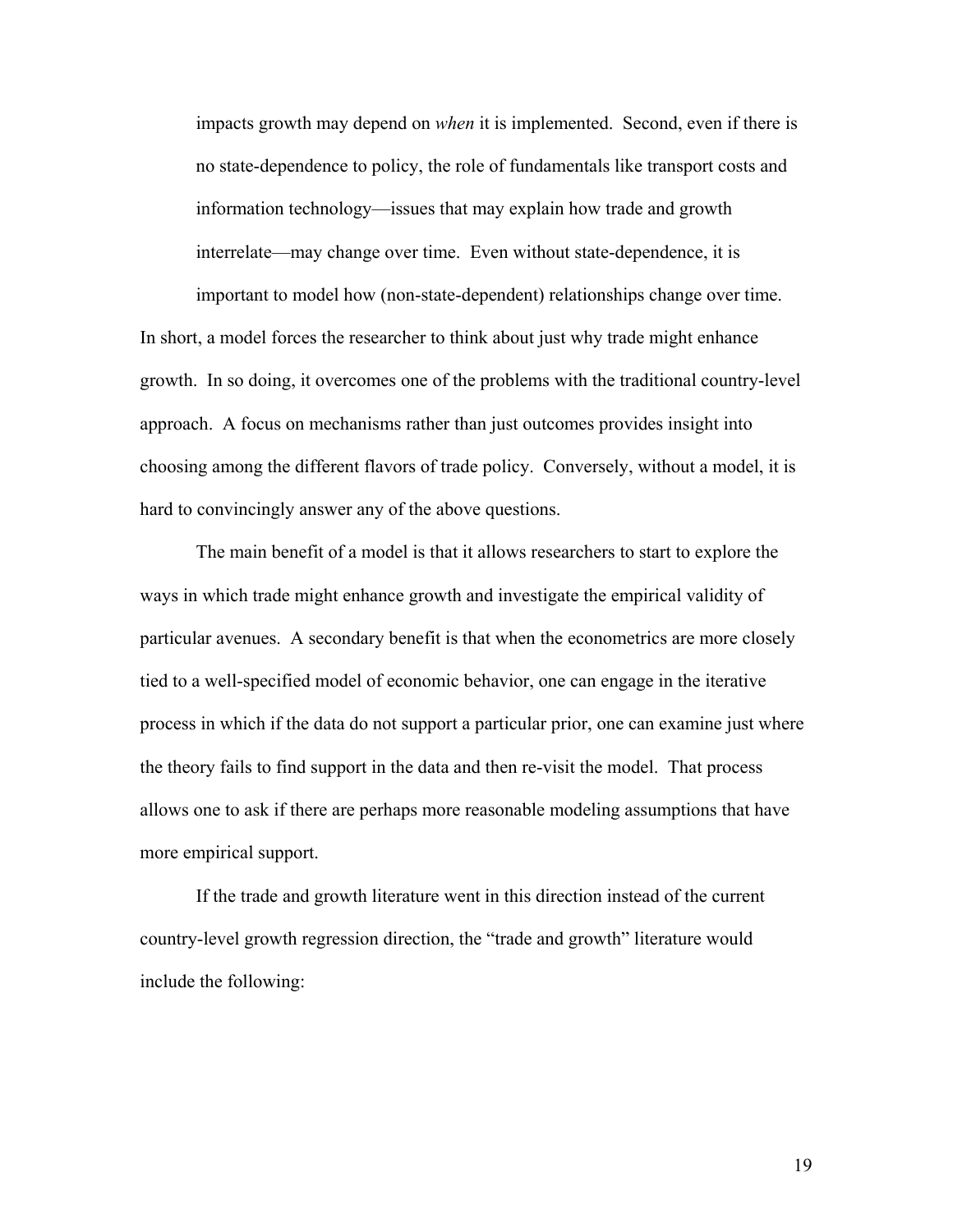impacts growth may depend on *when* it is implemented. Second, even if there is no state-dependence to policy, the role of fundamentals like transport costs and information technology—issues that may explain how trade and growth interrelate—may change over time. Even without state-dependence, it is important to model how (non-state-dependent) relationships change over time.

In short, a model forces the researcher to think about just why trade might enhance growth. In so doing, it overcomes one of the problems with the traditional country-level approach. A focus on mechanisms rather than just outcomes provides insight into choosing among the different flavors of trade policy. Conversely, without a model, it is hard to convincingly answer any of the above questions.

The main benefit of a model is that it allows researchers to start to explore the ways in which trade might enhance growth and investigate the empirical validity of particular avenues. A secondary benefit is that when the econometrics are more closely tied to a well-specified model of economic behavior, one can engage in the iterative process in which if the data do not support a particular prior, one can examine just where the theory fails to find support in the data and then re-visit the model. That process allows one to ask if there are perhaps more reasonable modeling assumptions that have more empirical support.

If the trade and growth literature went in this direction instead of the current country-level growth regression direction, the "trade and growth" literature would include the following: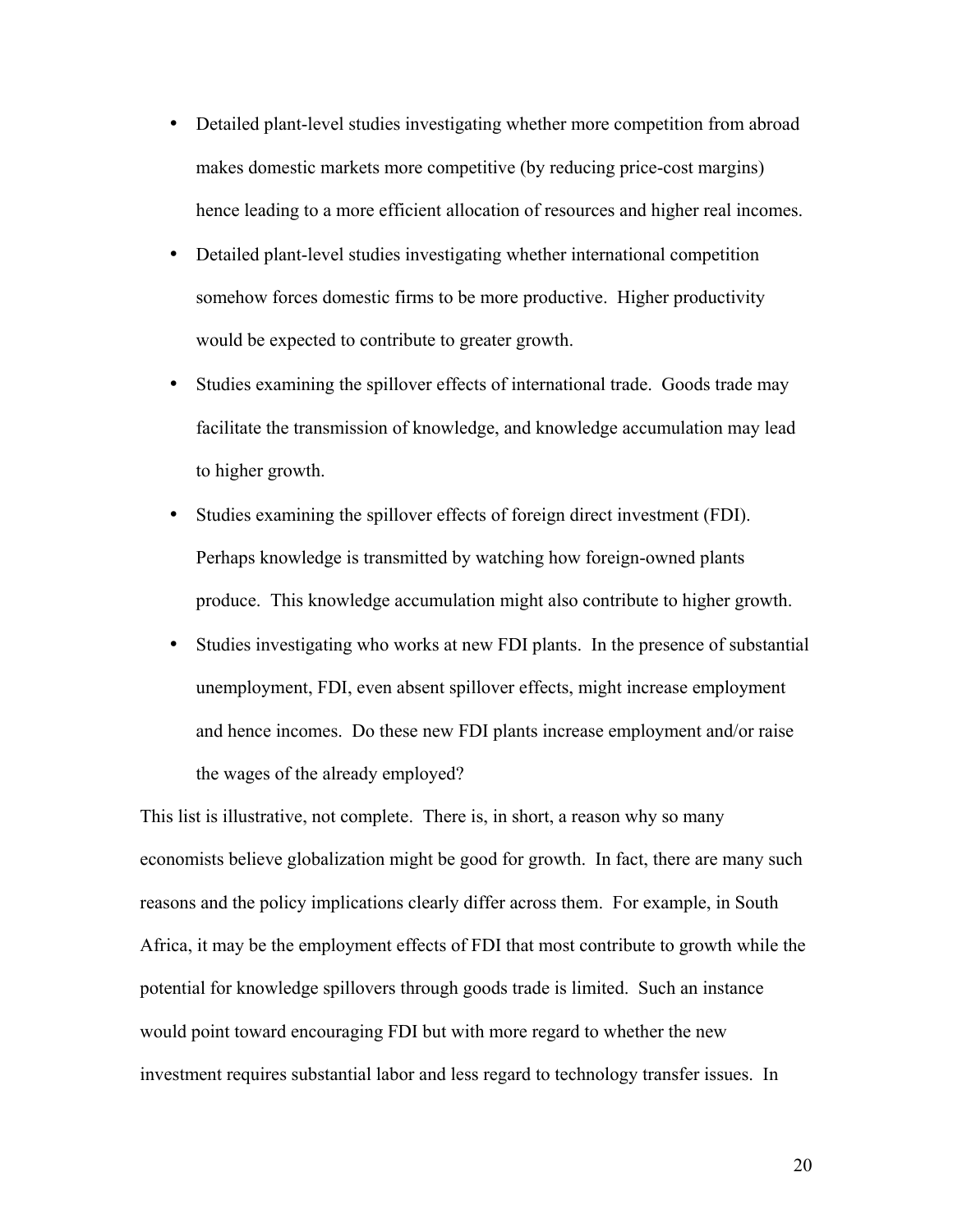- Detailed plant-level studies investigating whether more competition from abroad makes domestic markets more competitive (by reducing price-cost margins) hence leading to a more efficient allocation of resources and higher real incomes.
- Detailed plant-level studies investigating whether international competition somehow forces domestic firms to be more productive. Higher productivity would be expected to contribute to greater growth.
- Studies examining the spillover effects of international trade. Goods trade may facilitate the transmission of knowledge, and knowledge accumulation may lead to higher growth.
- Studies examining the spillover effects of foreign direct investment (FDI). Perhaps knowledge is transmitted by watching how foreign-owned plants produce. This knowledge accumulation might also contribute to higher growth.
- Studies investigating who works at new FDI plants. In the presence of substantial unemployment, FDI, even absent spillover effects, might increase employment and hence incomes. Do these new FDI plants increase employment and/or raise the wages of the already employed?

This list is illustrative, not complete. There is, in short, a reason why so many economists believe globalization might be good for growth. In fact, there are many such reasons and the policy implications clearly differ across them. For example, in South Africa, it may be the employment effects of FDI that most contribute to growth while the potential for knowledge spillovers through goods trade is limited. Such an instance would point toward encouraging FDI but with more regard to whether the new investment requires substantial labor and less regard to technology transfer issues. In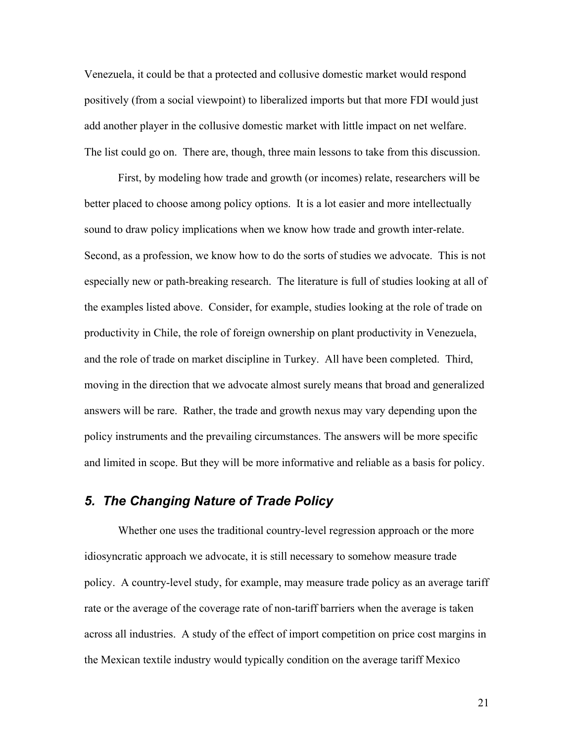Venezuela, it could be that a protected and collusive domestic market would respond positively (from a social viewpoint) to liberalized imports but that more FDI would just add another player in the collusive domestic market with little impact on net welfare. The list could go on. There are, though, three main lessons to take from this discussion.

First, by modeling how trade and growth (or incomes) relate, researchers will be better placed to choose among policy options. It is a lot easier and more intellectually sound to draw policy implications when we know how trade and growth inter-relate. Second, as a profession, we know how to do the sorts of studies we advocate. This is not especially new or path-breaking research. The literature is full of studies looking at all of the examples listed above. Consider, for example, studies looking at the role of trade on productivity in Chile, the role of foreign ownership on plant productivity in Venezuela, and the role of trade on market discipline in Turkey. All have been completed. Third, moving in the direction that we advocate almost surely means that broad and generalized answers will be rare. Rather, the trade and growth nexus may vary depending upon the policy instruments and the prevailing circumstances. The answers will be more specific and limited in scope. But they will be more informative and reliable as a basis for policy.

## *5. The Changing Nature of Trade Policy*

Whether one uses the traditional country-level regression approach or the more idiosyncratic approach we advocate, it is still necessary to somehow measure trade policy. A country-level study, for example, may measure trade policy as an average tariff rate or the average of the coverage rate of non-tariff barriers when the average is taken across all industries. A study of the effect of import competition on price cost margins in the Mexican textile industry would typically condition on the average tariff Mexico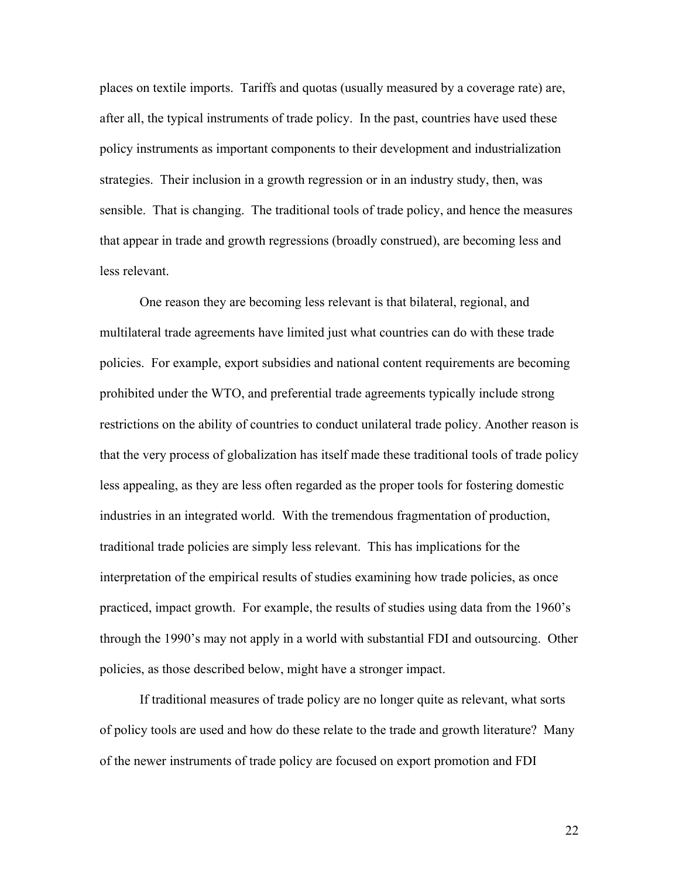places on textile imports. Tariffs and quotas (usually measured by a coverage rate) are, after all, the typical instruments of trade policy. In the past, countries have used these policy instruments as important components to their development and industrialization strategies. Their inclusion in a growth regression or in an industry study, then, was sensible. That is changing. The traditional tools of trade policy, and hence the measures that appear in trade and growth regressions (broadly construed), are becoming less and less relevant.

One reason they are becoming less relevant is that bilateral, regional, and multilateral trade agreements have limited just what countries can do with these trade policies. For example, export subsidies and national content requirements are becoming prohibited under the WTO, and preferential trade agreements typically include strong restrictions on the ability of countries to conduct unilateral trade policy. Another reason is that the very process of globalization has itself made these traditional tools of trade policy less appealing, as they are less often regarded as the proper tools for fostering domestic industries in an integrated world. With the tremendous fragmentation of production, traditional trade policies are simply less relevant. This has implications for the interpretation of the empirical results of studies examining how trade policies, as once practiced, impact growth. For example, the results of studies using data from the 1960's through the 1990's may not apply in a world with substantial FDI and outsourcing. Other policies, as those described below, might have a stronger impact.

If traditional measures of trade policy are no longer quite as relevant, what sorts of policy tools are used and how do these relate to the trade and growth literature? Many of the newer instruments of trade policy are focused on export promotion and FDI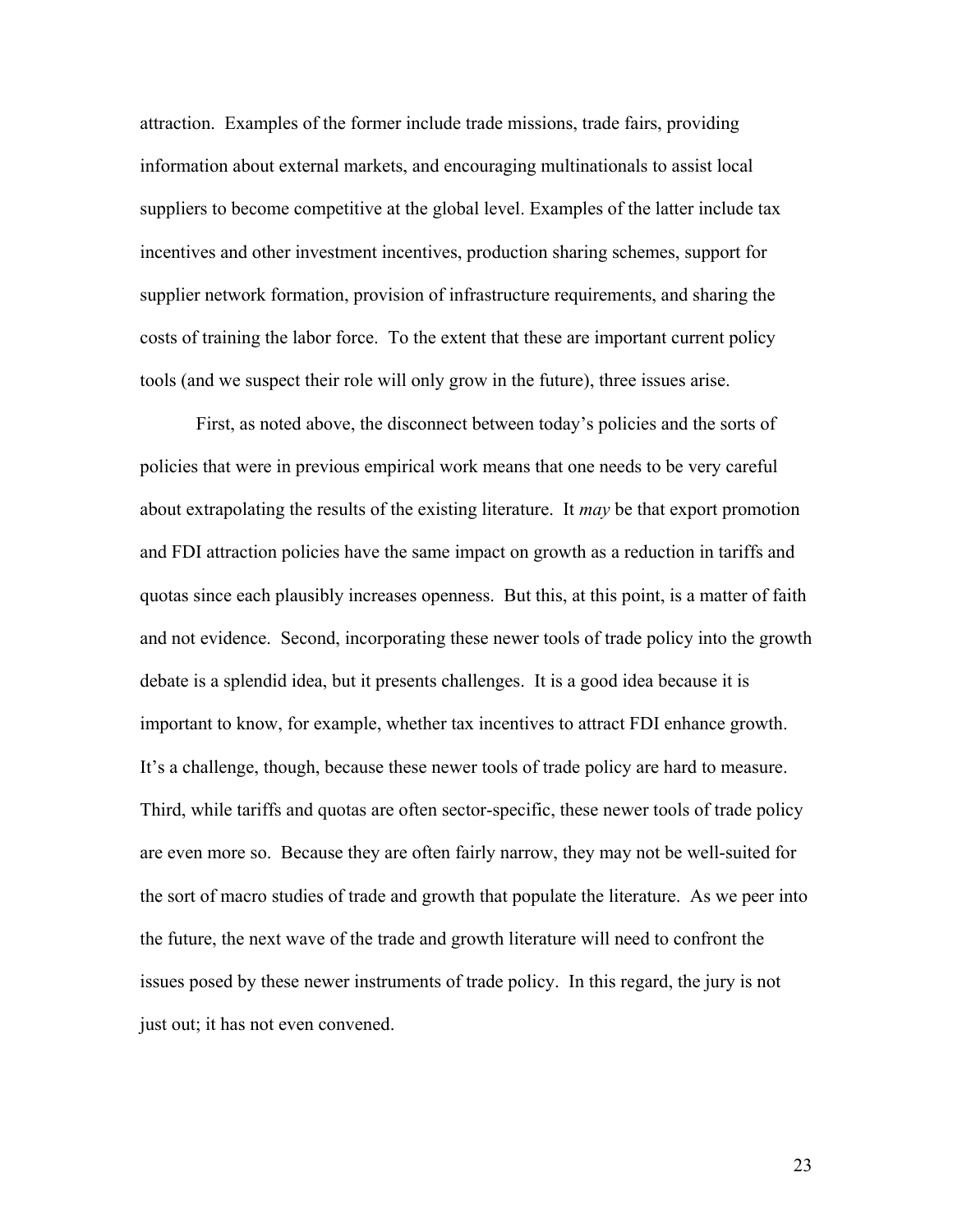attraction. Examples of the former include trade missions, trade fairs, providing information about external markets, and encouraging multinationals to assist local suppliers to become competitive at the global level. Examples of the latter include tax incentives and other investment incentives, production sharing schemes, support for supplier network formation, provision of infrastructure requirements, and sharing the costs of training the labor force. To the extent that these are important current policy tools (and we suspect their role will only grow in the future), three issues arise.

First, as noted above, the disconnect between today's policies and the sorts of policies that were in previous empirical work means that one needs to be very careful about extrapolating the results of the existing literature. It *may* be that export promotion and FDI attraction policies have the same impact on growth as a reduction in tariffs and quotas since each plausibly increases openness. But this, at this point, is a matter of faith and not evidence. Second, incorporating these newer tools of trade policy into the growth debate is a splendid idea, but it presents challenges. It is a good idea because it is important to know, for example, whether tax incentives to attract FDI enhance growth. It's a challenge, though, because these newer tools of trade policy are hard to measure. Third, while tariffs and quotas are often sector-specific, these newer tools of trade policy are even more so. Because they are often fairly narrow, they may not be well-suited for the sort of macro studies of trade and growth that populate the literature. As we peer into the future, the next wave of the trade and growth literature will need to confront the issues posed by these newer instruments of trade policy. In this regard, the jury is not just out; it has not even convened.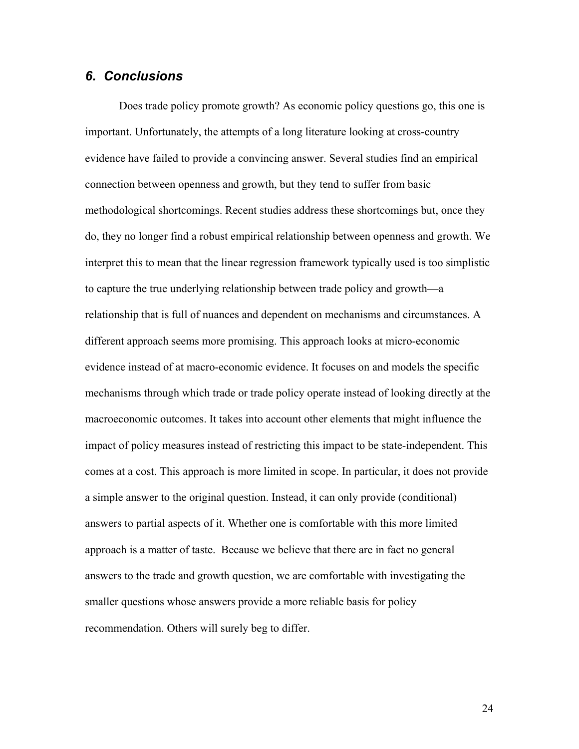## *6. Conclusions*

Does trade policy promote growth? As economic policy questions go, this one is important. Unfortunately, the attempts of a long literature looking at cross-country evidence have failed to provide a convincing answer. Several studies find an empirical connection between openness and growth, but they tend to suffer from basic methodological shortcomings. Recent studies address these shortcomings but, once they do, they no longer find a robust empirical relationship between openness and growth. We interpret this to mean that the linear regression framework typically used is too simplistic to capture the true underlying relationship between trade policy and growth—a relationship that is full of nuances and dependent on mechanisms and circumstances. A different approach seems more promising. This approach looks at micro-economic evidence instead of at macro-economic evidence. It focuses on and models the specific mechanisms through which trade or trade policy operate instead of looking directly at the macroeconomic outcomes. It takes into account other elements that might influence the impact of policy measures instead of restricting this impact to be state-independent. This comes at a cost. This approach is more limited in scope. In particular, it does not provide a simple answer to the original question. Instead, it can only provide (conditional) answers to partial aspects of it. Whether one is comfortable with this more limited approach is a matter of taste. Because we believe that there are in fact no general answers to the trade and growth question, we are comfortable with investigating the smaller questions whose answers provide a more reliable basis for policy recommendation. Others will surely beg to differ.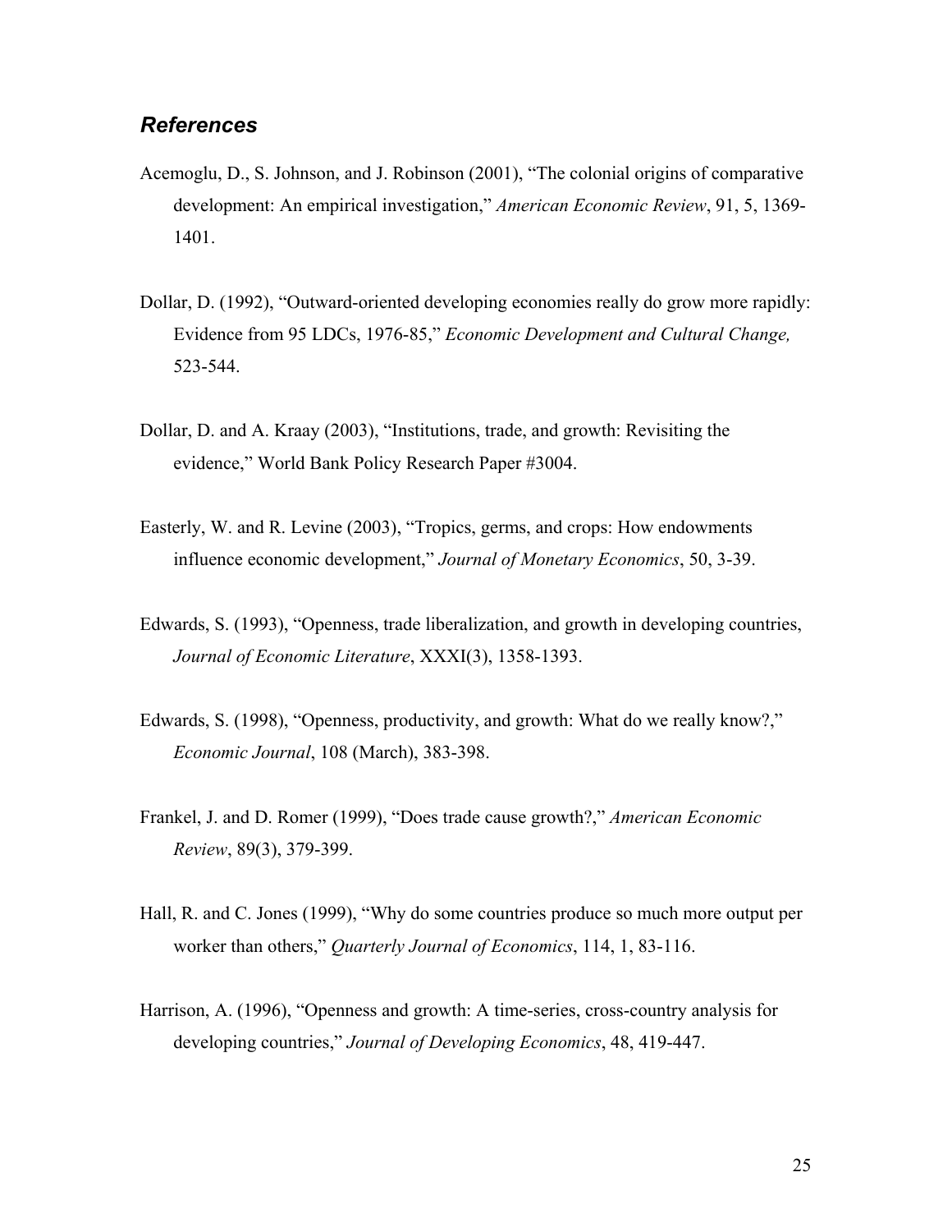## *References*

Acemoglu, D., S. Johnson, and J. Robinson (2001), "The colonial origins of comparative development: An empirical investigation," *American Economic Review*, 91, 5, 1369-1401.

Dollar, D. (1992), "Outward-oriented developing economies really do grow more rapidly: Evidence from 95 LDCs, 1976-85," *Economic Development and Cultural Change,* 523-544.

Dollar, D. and A. Kraay (2003), "Institutions, trade, and growth: Revisiting the evidence," World Bank Policy Research Paper #3004.

Easterly, W. and R. Levine (2003), "Tropics, germs, and crops: How endowments influence economic development," *Journal of Monetary Economics*, 50, 3-39.

Edwards, S. (1993), "Openness, trade liberalization, and growth in developing countries, *Journal of Economic Literature*, XXXI(3), 1358-1393.

Edwards, S. (1998), "Openness, productivity, and growth: What do we really know?," *Economic Journal*, 108 (March), 383-398.

Frankel, J. and D. Romer (1999), "Does trade cause growth?," *American Economic Review*, 89(3), 379-399.

Hall, R. and C. Jones (1999), "Why do some countries produce so much more output per worker than others," *Quarterly Journal of Economics*, 114, 1, 83-116.

Harrison, A. (1996), "Openness and growth: A time-series, cross-country analysis for developing countries," *Journal of Developing Economics*, 48, 419-447.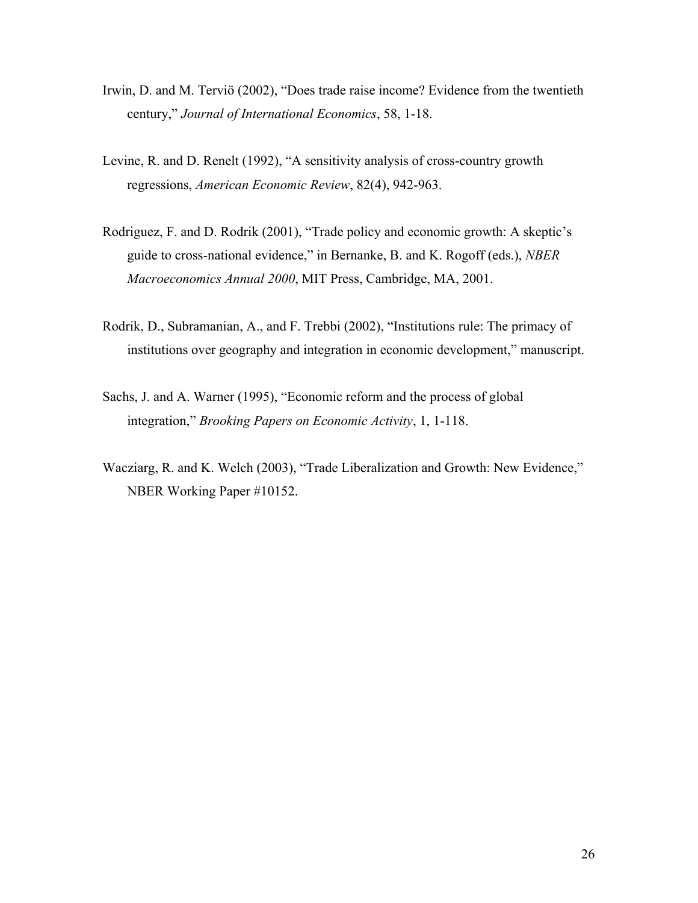Irwin, D. and M. Terviö (2002), "Does trade raise income? Evidence from the twentieth century," *Journal of International Economics*, 58, 1-18.

Levine, R. and D. Renelt (1992), "A sensitivity analysis of cross-country growth regressions, *American Economic Review*, 82(4), 942-963.

Rodriguez, F. and D. Rodrik (2001), "Trade policy and economic growth: A skeptic's guide to cross-national evidence," in Bernanke, B. and K. Rogoff (eds.), *NBER Macroeconomics Annual 2000*, MIT Press, Cambridge, MA, 2001.

Rodrik, D., Subramanian, A., and F. Trebbi (2002), "Institutions rule: The primacy of institutions over geography and integration in economic development," manuscript.

Sachs, J. and A. Warner (1995), "Economic reform and the process of global integration," *Brooking Papers on Economic Activity*, 1, 1-118.

Wacziarg, R. and K. Welch (2003), "Trade Liberalization and Growth: New Evidence," NBER Working Paper #10152.